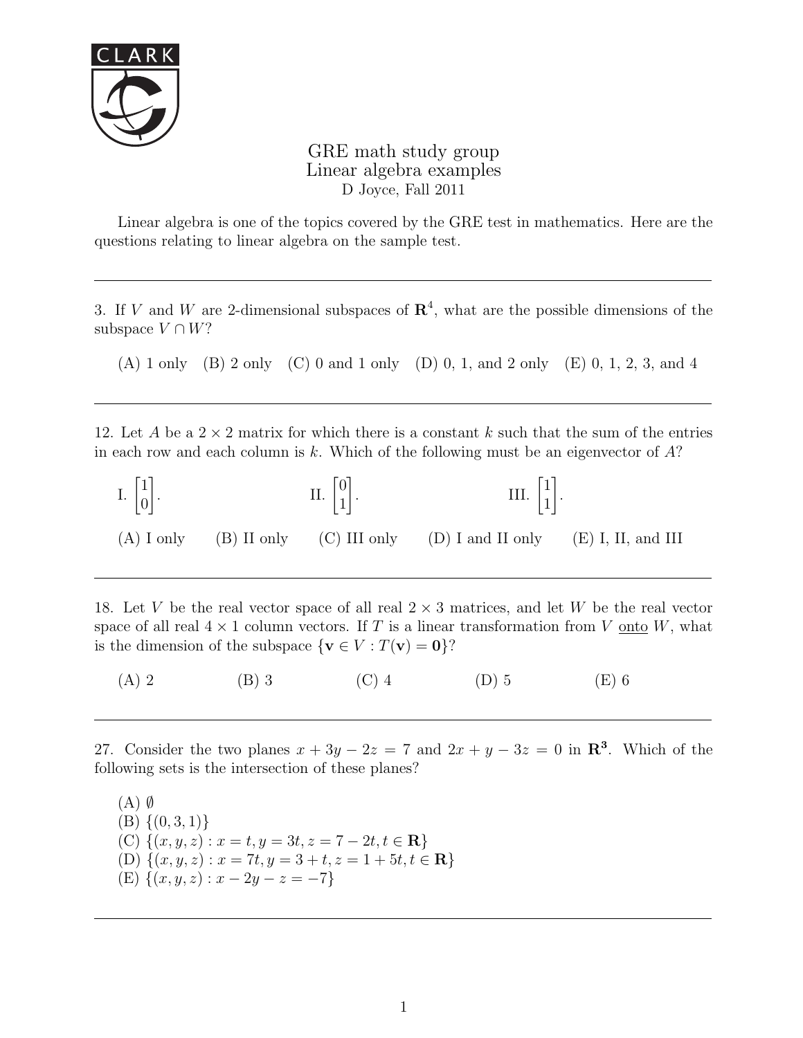# GRE math study group
## Linear algebra examples
D Joyce, Fall 2011

Linear algebra is one of the topics covered by the GRE test in mathematics. Here are the questions relating to linear algebra on the sample test.

---

3. If $V$ and $W$ are 2-dimensional subspaces of $\mathbf{R}^4$, what are the possible dimensions of the subspace $V \cap W$?

(A) 1 only (B) 2 only (C) 0 and 1 only (D) 0, 1, and 2 only (E) 0, 1, 2, 3, and 4

---

12. Let $A$ be a $2 \times 2$ matrix for which there is a constant $k$ such that the sum of the entries in each row and each column is $k$. Which of the following must be an eigenvector of $A$?

I. $\begin{bmatrix} 1 \\ 0 \end{bmatrix}$. II. $\begin{bmatrix} 0 \\ 1 \end{bmatrix}$. III. $\begin{bmatrix} 1 \\ 1 \end{bmatrix}$.

(A) I only (B) II only (C) III only (D) I and II only (E) I, II, and III

---

18. Let $V$ be the real vector space of all real $2 \times 3$ matrices, and let $W$ be the real vector space of all real $4 \times 1$ column vectors. If $T$ is a linear transformation from $V$ onto $W$, what is the dimension of the subspace $\{\mathbf{v} \in V : T(\mathbf{v}) = \mathbf{0}\}$?

(A) 2 (B) 3 (C) 4 (D) 5 (E) 6

---

27. Consider the two planes $x + 3y - 2z = 7$ and $2x + y - 3z = 0$ in $\mathbf{R}^3$. Which of the following sets is the intersection of these planes?

(A) $\emptyset$  
(B) $\{(0, 3, 1)\}$  
(C) $\{(x, y, z) : x = t, y = 3t, z = 7 - 2t, t \in \mathbf{R}\}$  
(D) $\{(x, y, z) : x = 7t, y = 3 + t, z = 1 + 5t, t \in \mathbf{R}\}$  
(E) $\{(x, y, z) : x - 2y - z = -7\}$

---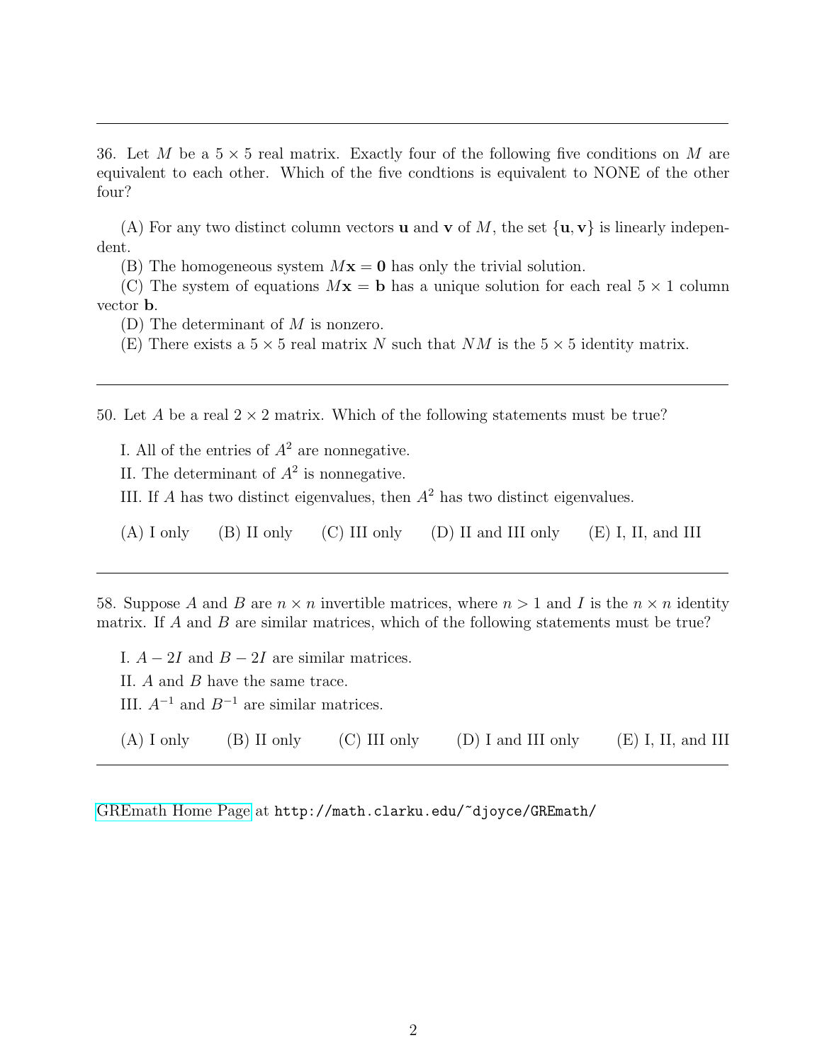---

36. Let $M$ be a $5 \times 5$ real matrix. Exactly four of the following five conditions on $M$ are equivalent to each other. Which of the five condtions is equivalent to NONE of the other four?

(A) For any two distinct column vectors $\mathbf{u}$ and $\mathbf{v}$ of $M$, the set $\{\mathbf{u}, \mathbf{v}\}$ is linearly independent.

(B) The homogeneous system $M\mathbf{x} = \mathbf{0}$ has only the trivial solution.

(C) The system of equations $M\mathbf{x} = \mathbf{b}$ has a unique solution for each real $5 \times 1$ column vector $\mathbf{b}$.

(D) The determinant of $M$ is nonzero.

(E) There exists a $5 \times 5$ real matrix $N$ such that $NM$ is the $5 \times 5$ identity matrix.

---

50. Let $A$ be a real $2 \times 2$ matrix. Which of the following statements must be true?

I. All of the entries of $A^2$ are nonnegative.

II. The determinant of $A^2$ is nonnegative.

III. If $A$ has two distinct eigenvalues, then $A^2$ has two distinct eigenvalues.

(A) I only (B) II only (C) III only (D) II and III only (E) I, II, and III

---

58. Suppose $A$ and $B$ are $n \times n$ invertible matrices, where $n > 1$ and $I$ is the $n \times n$ identity matrix. If $A$ and $B$ are similar matrices, which of the following statements must be true?

I. $A - 2I$ and $B - 2I$ are similar matrices.

II. $A$ and $B$ have the same trace.

III. $A^{-1}$ and $B^{-1}$ are similar matrices.

(A) I only (B) II only (C) III only (D) I and III only (E) I, II, and III

---

GREmath Home Page at http://math.clarku.edu/~djoyce/GREmath/